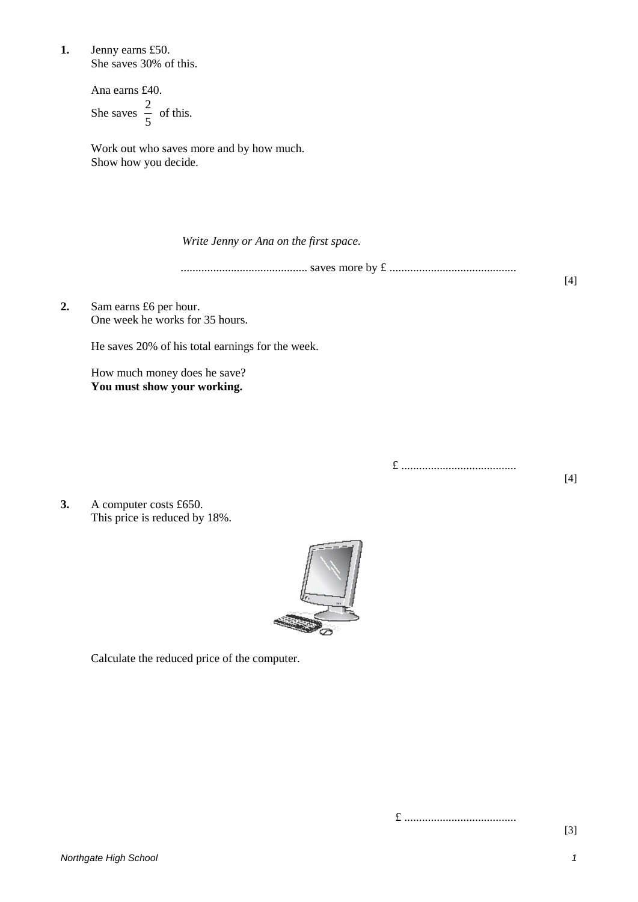**1.** Jenny earns £50.
She saves 30% of this.

Ana earns £40.
She saves $\frac{2}{5}$ of this.

Work out who saves more and by how much.
Show how you decide.

*Write Jenny or Ana on the first space.*

.......................................... saves more by £ ..........................................

[4]

**2.** Sam earns £6 per hour.
One week he works for 35 hours.

He saves 20% of his total earnings for the week.

How much money does he save?
**You must show your working.**

£ ......................................

[4]

**3.** A computer costs £650.
This price is reduced by 18%.

Calculate the reduced price of the computer.

£ .....................................

[3]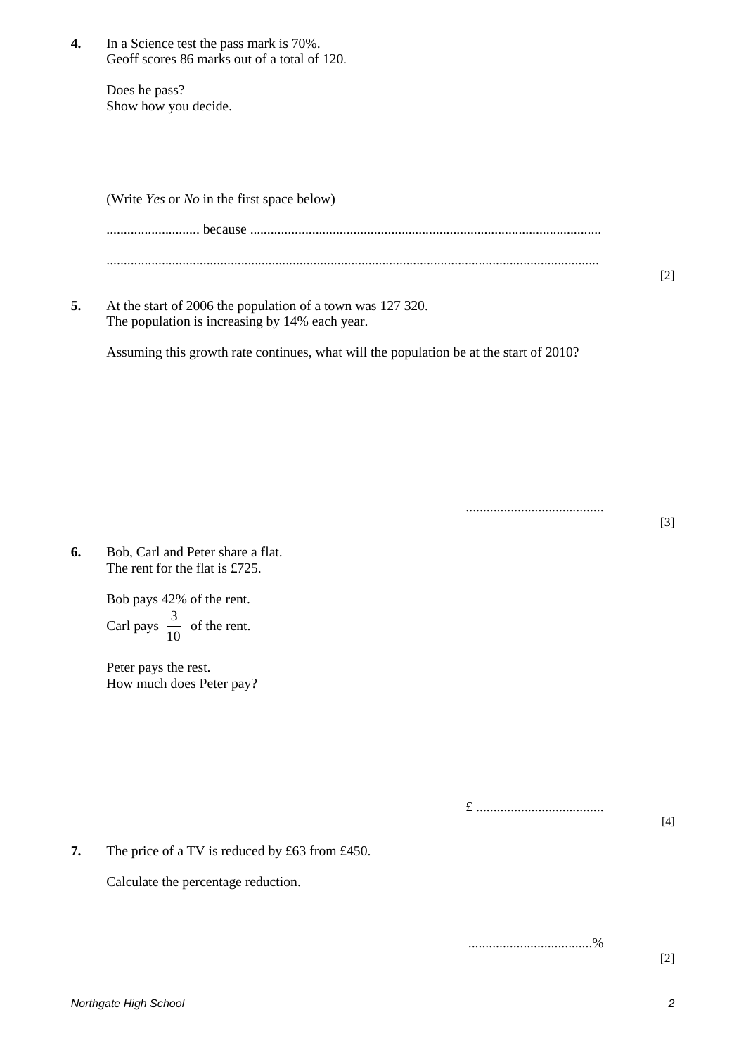**4.** In a Science test the pass mark is 70%.
Geoff scores 86 marks out of a total of 120.

Does he pass?
Show how you decide.

(Write *Yes* or *No* in the first space below)

........................... because .....................................................................................................

..............................................................................................................................................

[2]

**5.** At the start of 2006 the population of a town was 127 320.
The population is increasing by 14% each year.

Assuming this growth rate continues, what will the population be at the start of 2010?

........................................

[3]

**6.** Bob, Carl and Peter share a flat.
The rent for the flat is £725.

Bob pays 42% of the rent.
Carl pays $\frac{3}{10}$ of the rent.

Peter pays the rest.
How much does Peter pay?

£ .....................................

[4]

**7.** The price of a TV is reduced by £63 from £450.

Calculate the percentage reduction.

....................................%

[2]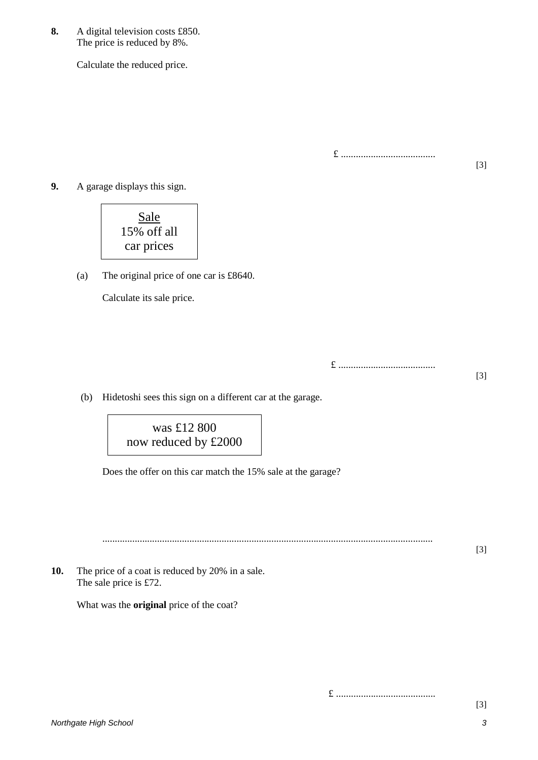**8.** A digital television costs £850.
The price is reduced by 8%.

Calculate the reduced price.

£ ......................................

[3]

**9.** A garage displays this sign.

| Sale<br>15% off all<br>car prices |
|---|

(a) The original price of one car is £8640.

Calculate its sale price.

£ .......................................

[3]

(b) Hidetoshi sees this sign on a different car at the garage.

| was £12 800<br>now reduced by £2000 |
|---|

Does the offer on this car match the 15% sale at the garage?

...................................................................................................................................

[3]

**10.** The price of a coat is reduced by 20% in a sale.
The sale price is £72.

What was the **original** price of the coat?

£ ........................................

[3]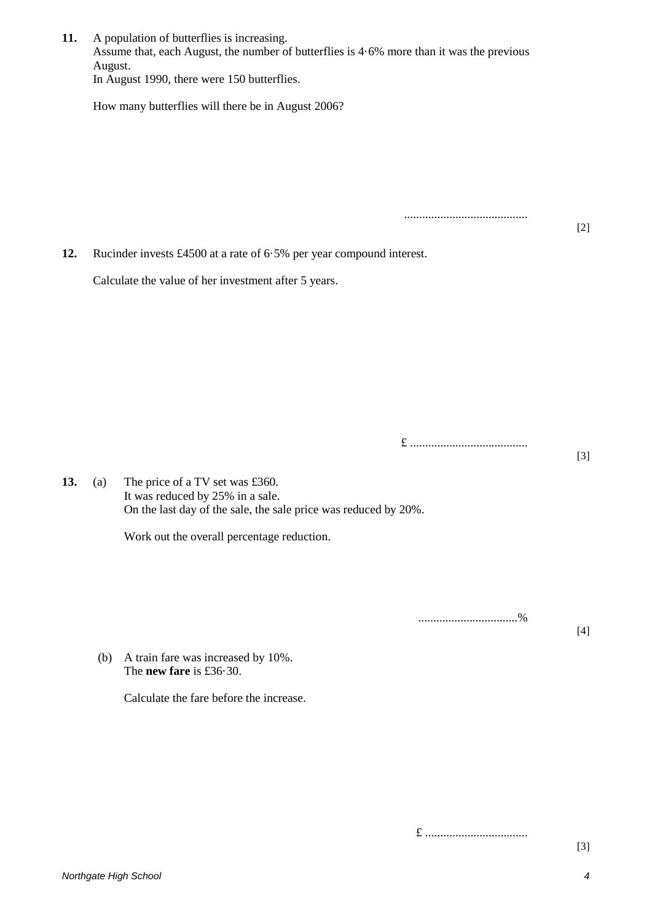**11.** A population of butterflies is increasing.
Assume that, each August, the number of butterflies is 4·6% more than it was the previous August.
In August 1990, there were 150 butterflies.

How many butterflies will there be in August 2006?

..........................................

[2]

**12.** Rucinder invests £4500 at a rate of 6·5% per year compound interest.

Calculate the value of her investment after 5 years.

£ .......................................

[3]

**13.** (a) The price of a TV set was £360.
It was reduced by 25% in a sale.
On the last day of the sale, the sale price was reduced by 20%.

Work out the overall percentage reduction.

.................................%

[4]

(b) A train fare was increased by 10%.
The **new fare** is £36·30.

Calculate the fare before the increase.

£ .................................

[3]